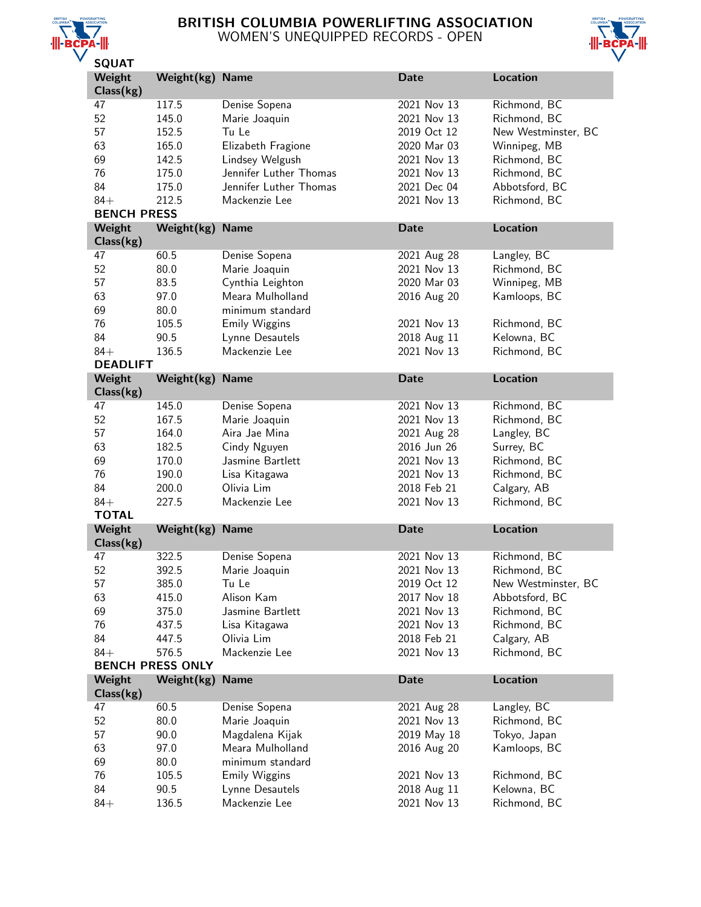# BRITISH COLUMBIA POWERLIFTING ASSOCIATION

## WOMEN'S UNEQUIPPED RECORDS - OPEN

### SQUAT

| Weight Class(kg) | Weight(kg) | Name | Date | Location |
|---|---|---|---|---|
| 47 | 117.5 | Denise Sopena | 2021 Nov 13 | Richmond, BC |
| 52 | 145.0 | Marie Joaquin | 2021 Nov 13 | Richmond, BC |
| 57 | 152.5 | Tu Le | 2019 Oct 12 | New Westminster, BC |
| 63 | 165.0 | Elizabeth Fragione | 2020 Mar 03 | Winnipeg, MB |
| 69 | 142.5 | Lindsey Welgush | 2021 Nov 13 | Richmond, BC |
| 76 | 175.0 | Jennifer Luther Thomas | 2021 Nov 13 | Richmond, BC |
| 84 | 175.0 | Jennifer Luther Thomas | 2021 Dec 04 | Abbotsford, BC |
| 84+ | 212.5 | Mackenzie Lee | 2021 Nov 13 | Richmond, BC |

### BENCH PRESS

| Weight Class(kg) | Weight(kg) | Name | Date | Location |
|---|---|---|---|---|
| 47 | 60.5 | Denise Sopena | 2021 Aug 28 | Langley, BC |
| 52 | 80.0 | Marie Joaquin | 2021 Nov 13 | Richmond, BC |
| 57 | 83.5 | Cynthia Leighton | 2020 Mar 03 | Winnipeg, MB |
| 63 | 97.0 | Meara Mulholland | 2016 Aug 20 | Kamloops, BC |
| 69 | 80.0 | minimum standard | | |
| 76 | 105.5 | Emily Wiggins | 2021 Nov 13 | Richmond, BC |
| 84 | 90.5 | Lynne Desautels | 2018 Aug 11 | Kelowna, BC |
| 84+ | 136.5 | Mackenzie Lee | 2021 Nov 13 | Richmond, BC |

### DEADLIFT

| Weight Class(kg) | Weight(kg) | Name | Date | Location |
|---|---|---|---|---|
| 47 | 145.0 | Denise Sopena | 2021 Nov 13 | Richmond, BC |
| 52 | 167.5 | Marie Joaquin | 2021 Nov 13 | Richmond, BC |
| 57 | 164.0 | Aira Jae Mina | 2021 Aug 28 | Langley, BC |
| 63 | 182.5 | Cindy Nguyen | 2016 Jun 26 | Surrey, BC |
| 69 | 170.0 | Jasmine Bartlett | 2021 Nov 13 | Richmond, BC |
| 76 | 190.0 | Lisa Kitagawa | 2021 Nov 13 | Richmond, BC |
| 84 | 200.0 | Olivia Lim | 2018 Feb 21 | Calgary, AB |
| 84+ | 227.5 | Mackenzie Lee | 2021 Nov 13 | Richmond, BC |

### TOTAL

| Weight Class(kg) | Weight(kg) | Name | Date | Location |
|---|---|---|---|---|
| 47 | 322.5 | Denise Sopena | 2021 Nov 13 | Richmond, BC |
| 52 | 392.5 | Marie Joaquin | 2021 Nov 13 | Richmond, BC |
| 57 | 385.0 | Tu Le | 2019 Oct 12 | New Westminster, BC |
| 63 | 415.0 | Alison Kam | 2017 Nov 18 | Abbotsford, BC |
| 69 | 375.0 | Jasmine Bartlett | 2021 Nov 13 | Richmond, BC |
| 76 | 437.5 | Lisa Kitagawa | 2021 Nov 13 | Richmond, BC |
| 84 | 447.5 | Olivia Lim | 2018 Feb 21 | Calgary, AB |
| 84+ | 576.5 | Mackenzie Lee | 2021 Nov 13 | Richmond, BC |

### BENCH PRESS ONLY

| Weight Class(kg) | Weight(kg) | Name | Date | Location |
|---|---|---|---|---|
| 47 | 60.5 | Denise Sopena | 2021 Aug 28 | Langley, BC |
| 52 | 80.0 | Marie Joaquin | 2021 Nov 13 | Richmond, BC |
| 57 | 90.0 | Magdalena Kijak | 2019 May 18 | Tokyo, Japan |
| 63 | 97.0 | Meara Mulholland | 2016 Aug 20 | Kamloops, BC |
| 69 | 80.0 | minimum standard | | |
| 76 | 105.5 | Emily Wiggins | 2021 Nov 13 | Richmond, BC |
| 84 | 90.5 | Lynne Desautels | 2018 Aug 11 | Kelowna, BC |
| 84+ | 136.5 | Mackenzie Lee | 2021 Nov 13 | Richmond, BC |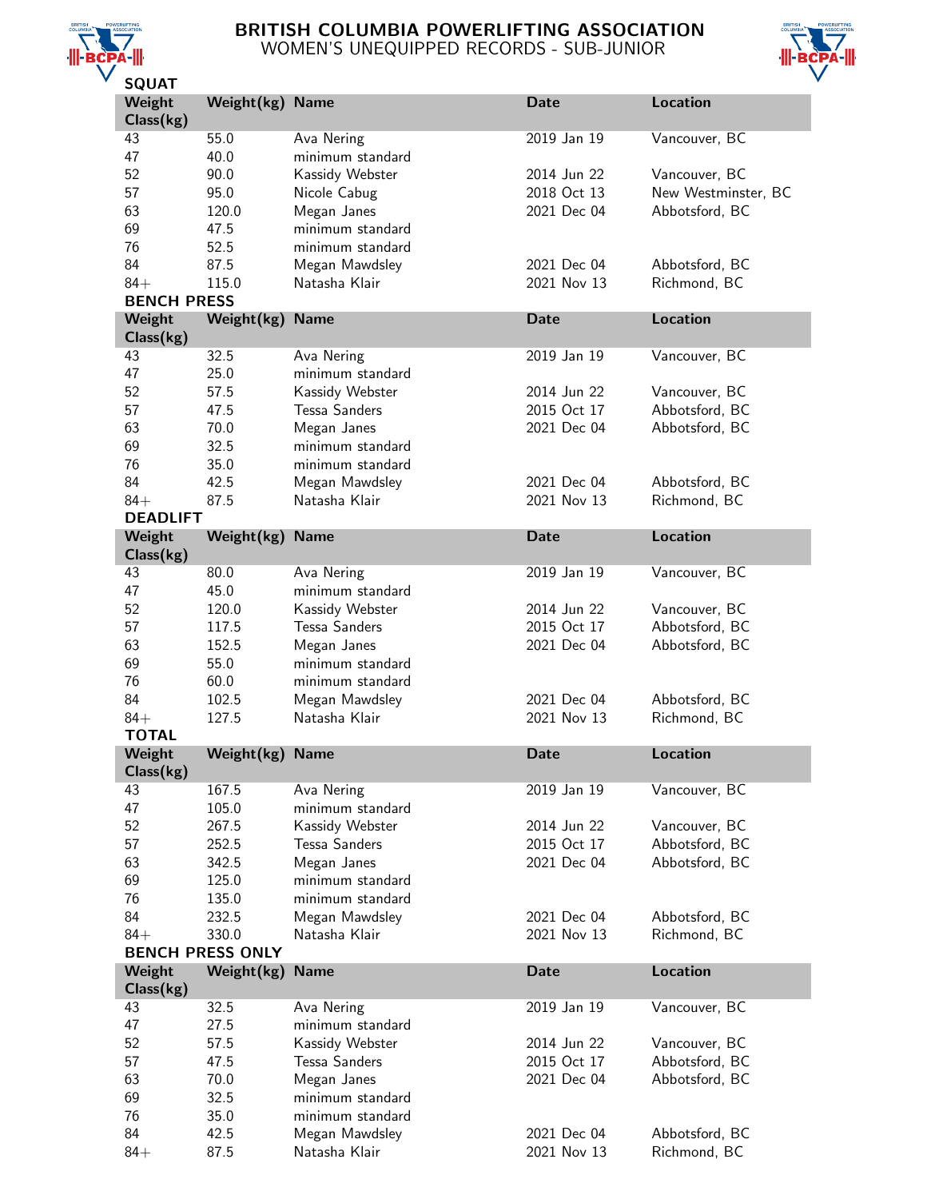# BRITISH COLUMBIA POWERLIFTING ASSOCIATION
## WOMEN'S UNEQUIPPED RECORDS - SUB-JUNIOR

### SQUAT

| Weight Class(kg) | Weight(kg) | Name | Date | Location |
|---|---|---|---|---|
| 43 | 55.0 | Ava Nering | 2019 Jan 19 | Vancouver, BC |
| 47 | 40.0 | minimum standard | | |
| 52 | 90.0 | Kassidy Webster | 2014 Jun 22 | Vancouver, BC |
| 57 | 95.0 | Nicole Cabug | 2018 Oct 13 | New Westminster, BC |
| 63 | 120.0 | Megan Janes | 2021 Dec 04 | Abbotsford, BC |
| 69 | 47.5 | minimum standard | | |
| 76 | 52.5 | minimum standard | | |
| 84 | 87.5 | Megan Mawdsley | 2021 Dec 04 | Abbotsford, BC |
| 84+ | 115.0 | Natasha Klair | 2021 Nov 13 | Richmond, BC |

### BENCH PRESS

| Weight Class(kg) | Weight(kg) | Name | Date | Location |
|---|---|---|---|---|
| 43 | 32.5 | Ava Nering | 2019 Jan 19 | Vancouver, BC |
| 47 | 25.0 | minimum standard | | |
| 52 | 57.5 | Kassidy Webster | 2014 Jun 22 | Vancouver, BC |
| 57 | 47.5 | Tessa Sanders | 2015 Oct 17 | Abbotsford, BC |
| 63 | 70.0 | Megan Janes | 2021 Dec 04 | Abbotsford, BC |
| 69 | 32.5 | minimum standard | | |
| 76 | 35.0 | minimum standard | | |
| 84 | 42.5 | Megan Mawdsley | 2021 Dec 04 | Abbotsford, BC |
| 84+ | 87.5 | Natasha Klair | 2021 Nov 13 | Richmond, BC |

### DEADLIFT

| Weight Class(kg) | Weight(kg) | Name | Date | Location |
|---|---|---|---|---|
| 43 | 80.0 | Ava Nering | 2019 Jan 19 | Vancouver, BC |
| 47 | 45.0 | minimum standard | | |
| 52 | 120.0 | Kassidy Webster | 2014 Jun 22 | Vancouver, BC |
| 57 | 117.5 | Tessa Sanders | 2015 Oct 17 | Abbotsford, BC |
| 63 | 152.5 | Megan Janes | 2021 Dec 04 | Abbotsford, BC |
| 69 | 55.0 | minimum standard | | |
| 76 | 60.0 | minimum standard | | |
| 84 | 102.5 | Megan Mawdsley | 2021 Dec 04 | Abbotsford, BC |
| 84+ | 127.5 | Natasha Klair | 2021 Nov 13 | Richmond, BC |

### TOTAL

| Weight Class(kg) | Weight(kg) | Name | Date | Location |
|---|---|---|---|---|
| 43 | 167.5 | Ava Nering | 2019 Jan 19 | Vancouver, BC |
| 47 | 105.0 | minimum standard | | |
| 52 | 267.5 | Kassidy Webster | 2014 Jun 22 | Vancouver, BC |
| 57 | 252.5 | Tessa Sanders | 2015 Oct 17 | Abbotsford, BC |
| 63 | 342.5 | Megan Janes | 2021 Dec 04 | Abbotsford, BC |
| 69 | 125.0 | minimum standard | | |
| 76 | 135.0 | minimum standard | | |
| 84 | 232.5 | Megan Mawdsley | 2021 Dec 04 | Abbotsford, BC |
| 84+ | 330.0 | Natasha Klair | 2021 Nov 13 | Richmond, BC |

### BENCH PRESS ONLY

| Weight Class(kg) | Weight(kg) | Name | Date | Location |
|---|---|---|---|---|
| 43 | 32.5 | Ava Nering | 2019 Jan 19 | Vancouver, BC |
| 47 | 27.5 | minimum standard | | |
| 52 | 57.5 | Kassidy Webster | 2014 Jun 22 | Vancouver, BC |
| 57 | 47.5 | Tessa Sanders | 2015 Oct 17 | Abbotsford, BC |
| 63 | 70.0 | Megan Janes | 2021 Dec 04 | Abbotsford, BC |
| 69 | 32.5 | minimum standard | | |
| 76 | 35.0 | minimum standard | | |
| 84 | 42.5 | Megan Mawdsley | 2021 Dec 04 | Abbotsford, BC |
| 84+ | 87.5 | Natasha Klair | 2021 Nov 13 | Richmond, BC |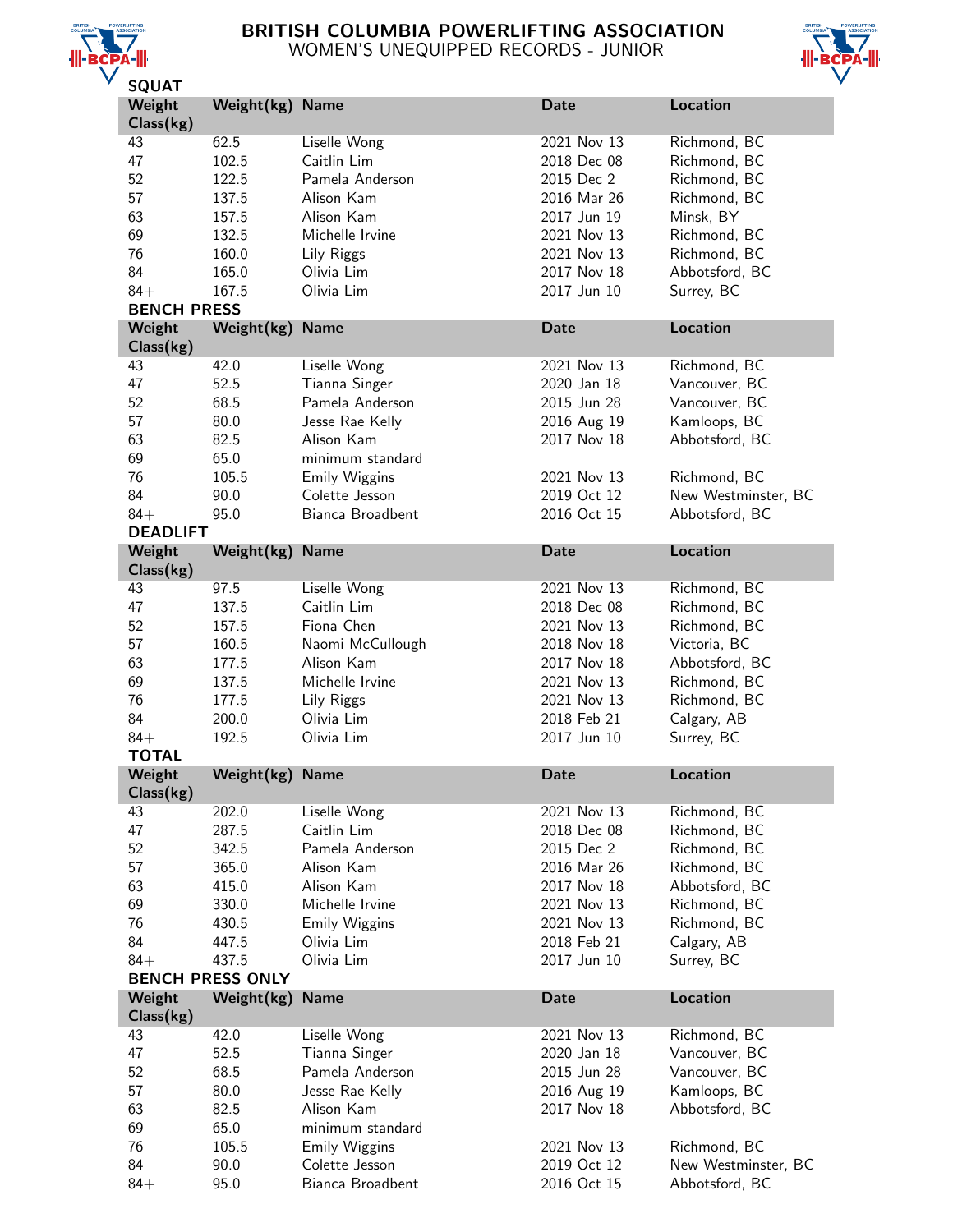# BRITISH COLUMBIA POWERLIFTING ASSOCIATION

## WOMEN'S UNEQUIPPED RECORDS - JUNIOR

### SQUAT

| Weight Class(kg) | Weight(kg) | Name | Date | Location |
|---|---|---|---|---|
| 43 | 62.5 | Liselle Wong | 2021 Nov 13 | Richmond, BC |
| 47 | 102.5 | Caitlin Lim | 2018 Dec 08 | Richmond, BC |
| 52 | 122.5 | Pamela Anderson | 2015 Dec 2 | Richmond, BC |
| 57 | 137.5 | Alison Kam | 2016 Mar 26 | Richmond, BC |
| 63 | 157.5 | Alison Kam | 2017 Jun 19 | Minsk, BY |
| 69 | 132.5 | Michelle Irvine | 2021 Nov 13 | Richmond, BC |
| 76 | 160.0 | Lily Riggs | 2021 Nov 13 | Richmond, BC |
| 84 | 165.0 | Olivia Lim | 2017 Nov 18 | Abbotsford, BC |
| 84+ | 167.5 | Olivia Lim | 2017 Jun 10 | Surrey, BC |

### BENCH PRESS

| Weight Class(kg) | Weight(kg) | Name | Date | Location |
|---|---|---|---|---|
| 43 | 42.0 | Liselle Wong | 2021 Nov 13 | Richmond, BC |
| 47 | 52.5 | Tianna Singer | 2020 Jan 18 | Vancouver, BC |
| 52 | 68.5 | Pamela Anderson | 2015 Jun 28 | Vancouver, BC |
| 57 | 80.0 | Jesse Rae Kelly | 2016 Aug 19 | Kamloops, BC |
| 63 | 82.5 | Alison Kam | 2017 Nov 18 | Abbotsford, BC |
| 69 | 65.0 | minimum standard | | |
| 76 | 105.5 | Emily Wiggins | 2021 Nov 13 | Richmond, BC |
| 84 | 90.0 | Colette Jesson | 2019 Oct 12 | New Westminster, BC |
| 84+ | 95.0 | Bianca Broadbent | 2016 Oct 15 | Abbotsford, BC |

### DEADLIFT

| Weight Class(kg) | Weight(kg) | Name | Date | Location |
|---|---|---|---|---|
| 43 | 97.5 | Liselle Wong | 2021 Nov 13 | Richmond, BC |
| 47 | 137.5 | Caitlin Lim | 2018 Dec 08 | Richmond, BC |
| 52 | 157.5 | Fiona Chen | 2021 Nov 13 | Richmond, BC |
| 57 | 160.5 | Naomi McCullough | 2018 Nov 18 | Victoria, BC |
| 63 | 177.5 | Alison Kam | 2017 Nov 18 | Abbotsford, BC |
| 69 | 137.5 | Michelle Irvine | 2021 Nov 13 | Richmond, BC |
| 76 | 177.5 | Lily Riggs | 2021 Nov 13 | Richmond, BC |
| 84 | 200.0 | Olivia Lim | 2018 Feb 21 | Calgary, AB |
| 84+ | 192.5 | Olivia Lim | 2017 Jun 10 | Surrey, BC |

### TOTAL

| Weight Class(kg) | Weight(kg) | Name | Date | Location |
|---|---|---|---|---|
| 43 | 202.0 | Liselle Wong | 2021 Nov 13 | Richmond, BC |
| 47 | 287.5 | Caitlin Lim | 2018 Dec 08 | Richmond, BC |
| 52 | 342.5 | Pamela Anderson | 2015 Dec 2 | Richmond, BC |
| 57 | 365.0 | Alison Kam | 2016 Mar 26 | Richmond, BC |
| 63 | 415.0 | Alison Kam | 2017 Nov 18 | Abbotsford, BC |
| 69 | 330.0 | Michelle Irvine | 2021 Nov 13 | Richmond, BC |
| 76 | 430.5 | Emily Wiggins | 2021 Nov 13 | Richmond, BC |
| 84 | 447.5 | Olivia Lim | 2018 Feb 21 | Calgary, AB |
| 84+ | 437.5 | Olivia Lim | 2017 Jun 10 | Surrey, BC |

### BENCH PRESS ONLY

| Weight Class(kg) | Weight(kg) | Name | Date | Location |
|---|---|---|---|---|
| 43 | 42.0 | Liselle Wong | 2021 Nov 13 | Richmond, BC |
| 47 | 52.5 | Tianna Singer | 2020 Jan 18 | Vancouver, BC |
| 52 | 68.5 | Pamela Anderson | 2015 Jun 28 | Vancouver, BC |
| 57 | 80.0 | Jesse Rae Kelly | 2016 Aug 19 | Kamloops, BC |
| 63 | 82.5 | Alison Kam | 2017 Nov 18 | Abbotsford, BC |
| 69 | 65.0 | minimum standard | | |
| 76 | 105.5 | Emily Wiggins | 2021 Nov 13 | Richmond, BC |
| 84 | 90.0 | Colette Jesson | 2019 Oct 12 | New Westminster, BC |
| 84+ | 95.0 | Bianca Broadbent | 2016 Oct 15 | Abbotsford, BC |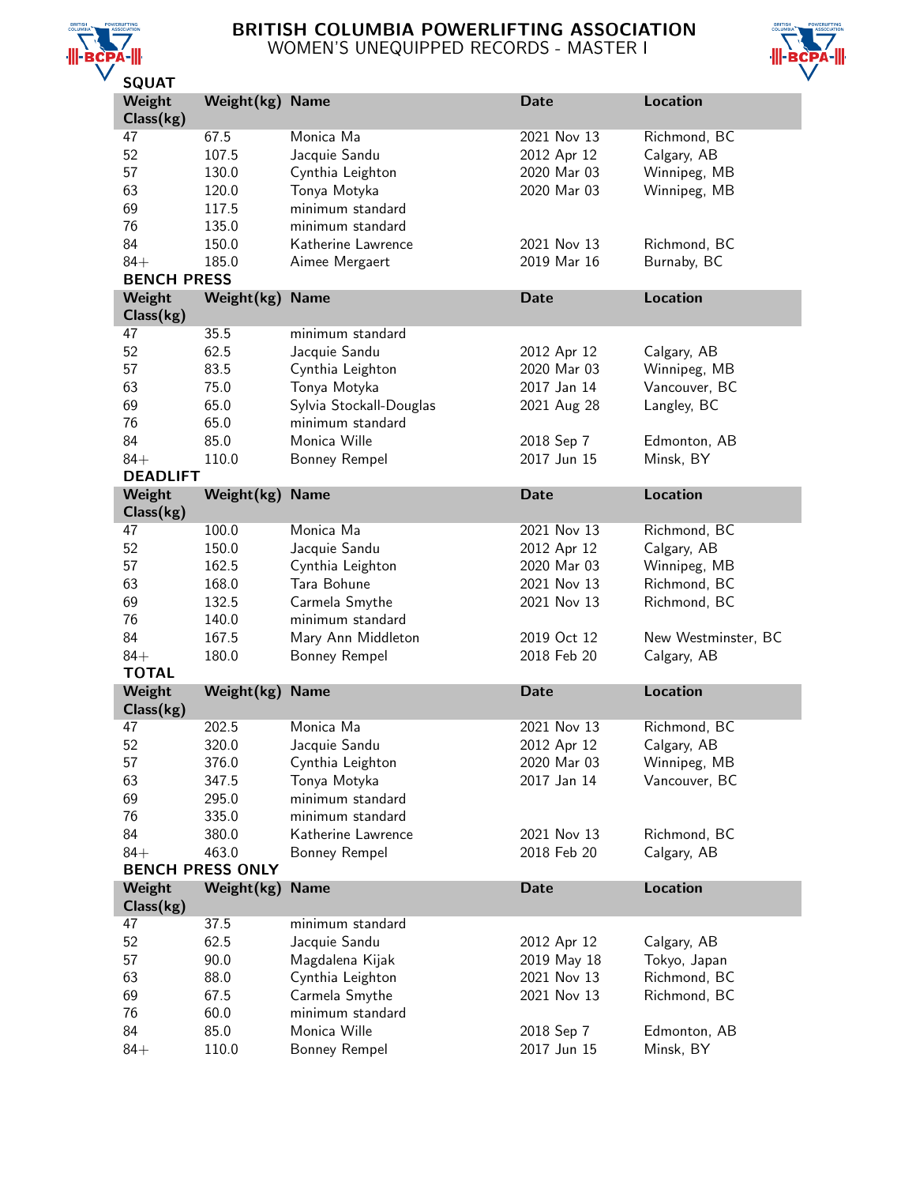# BRITISH COLUMBIA POWERLIFTING ASSOCIATION

## WOMEN'S UNEQUIPPED RECORDS - MASTER I

### SQUAT

| Weight Class(kg) | Weight(kg) | Name | Date | Location |
|---|---|---|---|---|
| 47 | 67.5 | Monica Ma | 2021 Nov 13 | Richmond, BC |
| 52 | 107.5 | Jacquie Sandu | 2012 Apr 12 | Calgary, AB |
| 57 | 130.0 | Cynthia Leighton | 2020 Mar 03 | Winnipeg, MB |
| 63 | 120.0 | Tonya Motyka | 2020 Mar 03 | Winnipeg, MB |
| 69 | 117.5 | minimum standard | | |
| 76 | 135.0 | minimum standard | | |
| 84 | 150.0 | Katherine Lawrence | 2021 Nov 13 | Richmond, BC |
| 84+ | 185.0 | Aimee Mergaert | 2019 Mar 16 | Burnaby, BC |

### BENCH PRESS

| Weight Class(kg) | Weight(kg) | Name | Date | Location |
|---|---|---|---|---|
| 47 | 35.5 | minimum standard | | |
| 52 | 62.5 | Jacquie Sandu | 2012 Apr 12 | Calgary, AB |
| 57 | 83.5 | Cynthia Leighton | 2020 Mar 03 | Winnipeg, MB |
| 63 | 75.0 | Tonya Motyka | 2017 Jan 14 | Vancouver, BC |
| 69 | 65.0 | Sylvia Stockall-Douglas | 2021 Aug 28 | Langley, BC |
| 76 | 65.0 | minimum standard | | |
| 84 | 85.0 | Monica Wille | 2018 Sep 7 | Edmonton, AB |
| 84+ | 110.0 | Bonney Rempel | 2017 Jun 15 | Minsk, BY |

### DEADLIFT

| Weight Class(kg) | Weight(kg) | Name | Date | Location |
|---|---|---|---|---|
| 47 | 100.0 | Monica Ma | 2021 Nov 13 | Richmond, BC |
| 52 | 150.0 | Jacquie Sandu | 2012 Apr 12 | Calgary, AB |
| 57 | 162.5 | Cynthia Leighton | 2020 Mar 03 | Winnipeg, MB |
| 63 | 168.0 | Tara Bohune | 2021 Nov 13 | Richmond, BC |
| 69 | 132.5 | Carmela Smythe | 2021 Nov 13 | Richmond, BC |
| 76 | 140.0 | minimum standard | | |
| 84 | 167.5 | Mary Ann Middleton | 2019 Oct 12 | New Westminster, BC |
| 84+ | 180.0 | Bonney Rempel | 2018 Feb 20 | Calgary, AB |

### TOTAL

| Weight Class(kg) | Weight(kg) | Name | Date | Location |
|---|---|---|---|---|
| 47 | 202.5 | Monica Ma | 2021 Nov 13 | Richmond, BC |
| 52 | 320.0 | Jacquie Sandu | 2012 Apr 12 | Calgary, AB |
| 57 | 376.0 | Cynthia Leighton | 2020 Mar 03 | Winnipeg, MB |
| 63 | 347.5 | Tonya Motyka | 2017 Jan 14 | Vancouver, BC |
| 69 | 295.0 | minimum standard | | |
| 76 | 335.0 | minimum standard | | |
| 84 | 380.0 | Katherine Lawrence | 2021 Nov 13 | Richmond, BC |
| 84+ | 463.0 | Bonney Rempel | 2018 Feb 20 | Calgary, AB |

### BENCH PRESS ONLY

| Weight Class(kg) | Weight(kg) | Name | Date | Location |
|---|---|---|---|---|
| 47 | 37.5 | minimum standard | | |
| 52 | 62.5 | Jacquie Sandu | 2012 Apr 12 | Calgary, AB |
| 57 | 90.0 | Magdalena Kijak | 2019 May 18 | Tokyo, Japan |
| 63 | 88.0 | Cynthia Leighton | 2021 Nov 13 | Richmond, BC |
| 69 | 67.5 | Carmela Smythe | 2021 Nov 13 | Richmond, BC |
| 76 | 60.0 | minimum standard | | |
| 84 | 85.0 | Monica Wille | 2018 Sep 7 | Edmonton, AB |
| 84+ | 110.0 | Bonney Rempel | 2017 Jun 15 | Minsk, BY |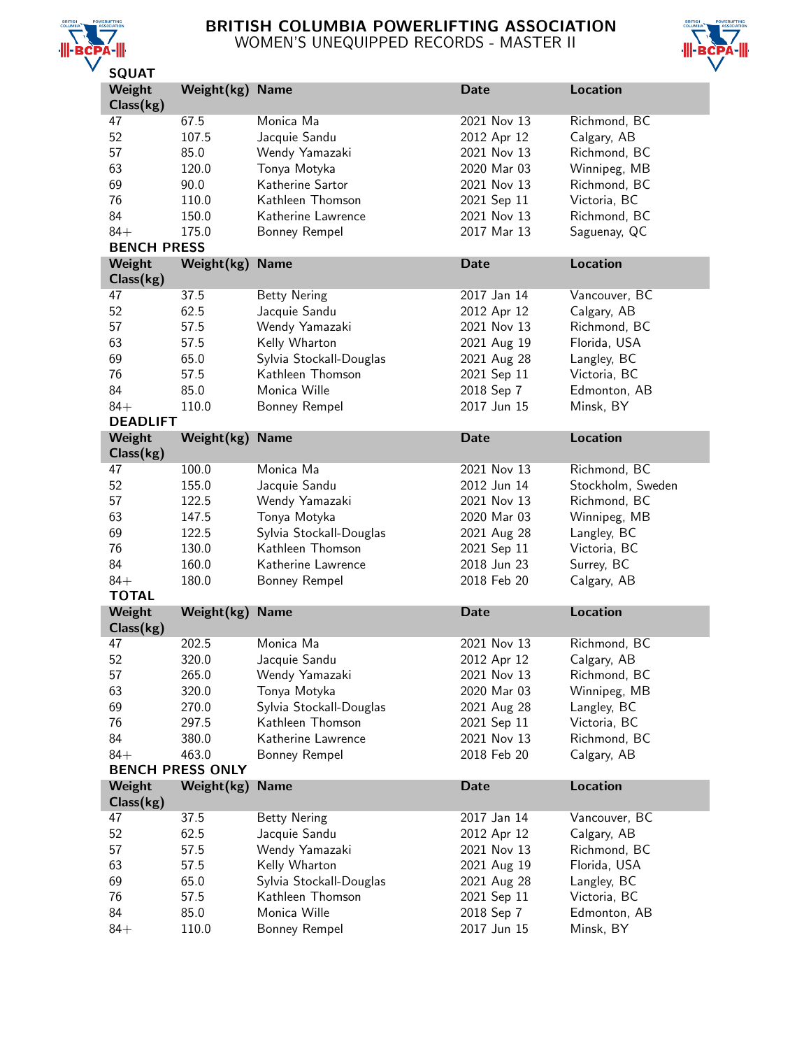# BRITISH COLUMBIA POWERLIFTING ASSOCIATION
## WOMEN'S UNEQUIPPED RECORDS - MASTER II

### SQUAT

| Weight Class(kg) | Weight(kg) | Name | Date | Location |
|---|---|---|---|---|
| 47 | 67.5 | Monica Ma | 2021 Nov 13 | Richmond, BC |
| 52 | 107.5 | Jacquie Sandu | 2012 Apr 12 | Calgary, AB |
| 57 | 85.0 | Wendy Yamazaki | 2021 Nov 13 | Richmond, BC |
| 63 | 120.0 | Tonya Motyka | 2020 Mar 03 | Winnipeg, MB |
| 69 | 90.0 | Katherine Sartor | 2021 Nov 13 | Richmond, BC |
| 76 | 110.0 | Kathleen Thomson | 2021 Sep 11 | Victoria, BC |
| 84 | 150.0 | Katherine Lawrence | 2021 Nov 13 | Richmond, BC |
| 84+ | 175.0 | Bonney Rempel | 2017 Mar 13 | Saguenay, QC |

### BENCH PRESS

| Weight Class(kg) | Weight(kg) | Name | Date | Location |
|---|---|---|---|---|
| 47 | 37.5 | Betty Nering | 2017 Jan 14 | Vancouver, BC |
| 52 | 62.5 | Jacquie Sandu | 2012 Apr 12 | Calgary, AB |
| 57 | 57.5 | Wendy Yamazaki | 2021 Nov 13 | Richmond, BC |
| 63 | 57.5 | Kelly Wharton | 2021 Aug 19 | Florida, USA |
| 69 | 65.0 | Sylvia Stockall-Douglas | 2021 Aug 28 | Langley, BC |
| 76 | 57.5 | Kathleen Thomson | 2021 Sep 11 | Victoria, BC |
| 84 | 85.0 | Monica Wille | 2018 Sep 7 | Edmonton, AB |
| 84+ | 110.0 | Bonney Rempel | 2017 Jun 15 | Minsk, BY |

### DEADLIFT

| Weight Class(kg) | Weight(kg) | Name | Date | Location |
|---|---|---|---|---|
| 47 | 100.0 | Monica Ma | 2021 Nov 13 | Richmond, BC |
| 52 | 155.0 | Jacquie Sandu | 2012 Jun 14 | Stockholm, Sweden |
| 57 | 122.5 | Wendy Yamazaki | 2021 Nov 13 | Richmond, BC |
| 63 | 147.5 | Tonya Motyka | 2020 Mar 03 | Winnipeg, MB |
| 69 | 122.5 | Sylvia Stockall-Douglas | 2021 Aug 28 | Langley, BC |
| 76 | 130.0 | Kathleen Thomson | 2021 Sep 11 | Victoria, BC |
| 84 | 160.0 | Katherine Lawrence | 2018 Jun 23 | Surrey, BC |
| 84+ | 180.0 | Bonney Rempel | 2018 Feb 20 | Calgary, AB |

### TOTAL

| Weight Class(kg) | Weight(kg) | Name | Date | Location |
|---|---|---|---|---|
| 47 | 202.5 | Monica Ma | 2021 Nov 13 | Richmond, BC |
| 52 | 320.0 | Jacquie Sandu | 2012 Apr 12 | Calgary, AB |
| 57 | 265.0 | Wendy Yamazaki | 2021 Nov 13 | Richmond, BC |
| 63 | 320.0 | Tonya Motyka | 2020 Mar 03 | Winnipeg, MB |
| 69 | 270.0 | Sylvia Stockall-Douglas | 2021 Aug 28 | Langley, BC |
| 76 | 297.5 | Kathleen Thomson | 2021 Sep 11 | Victoria, BC |
| 84 | 380.0 | Katherine Lawrence | 2021 Nov 13 | Richmond, BC |
| 84+ | 463.0 | Bonney Rempel | 2018 Feb 20 | Calgary, AB |

### BENCH PRESS ONLY

| Weight Class(kg) | Weight(kg) | Name | Date | Location |
|---|---|---|---|---|
| 47 | 37.5 | Betty Nering | 2017 Jan 14 | Vancouver, BC |
| 52 | 62.5 | Jacquie Sandu | 2012 Apr 12 | Calgary, AB |
| 57 | 57.5 | Wendy Yamazaki | 2021 Nov 13 | Richmond, BC |
| 63 | 57.5 | Kelly Wharton | 2021 Aug 19 | Florida, USA |
| 69 | 65.0 | Sylvia Stockall-Douglas | 2021 Aug 28 | Langley, BC |
| 76 | 57.5 | Kathleen Thomson | 2021 Sep 11 | Victoria, BC |
| 84 | 85.0 | Monica Wille | 2018 Sep 7 | Edmonton, AB |
| 84+ | 110.0 | Bonney Rempel | 2017 Jun 15 | Minsk, BY |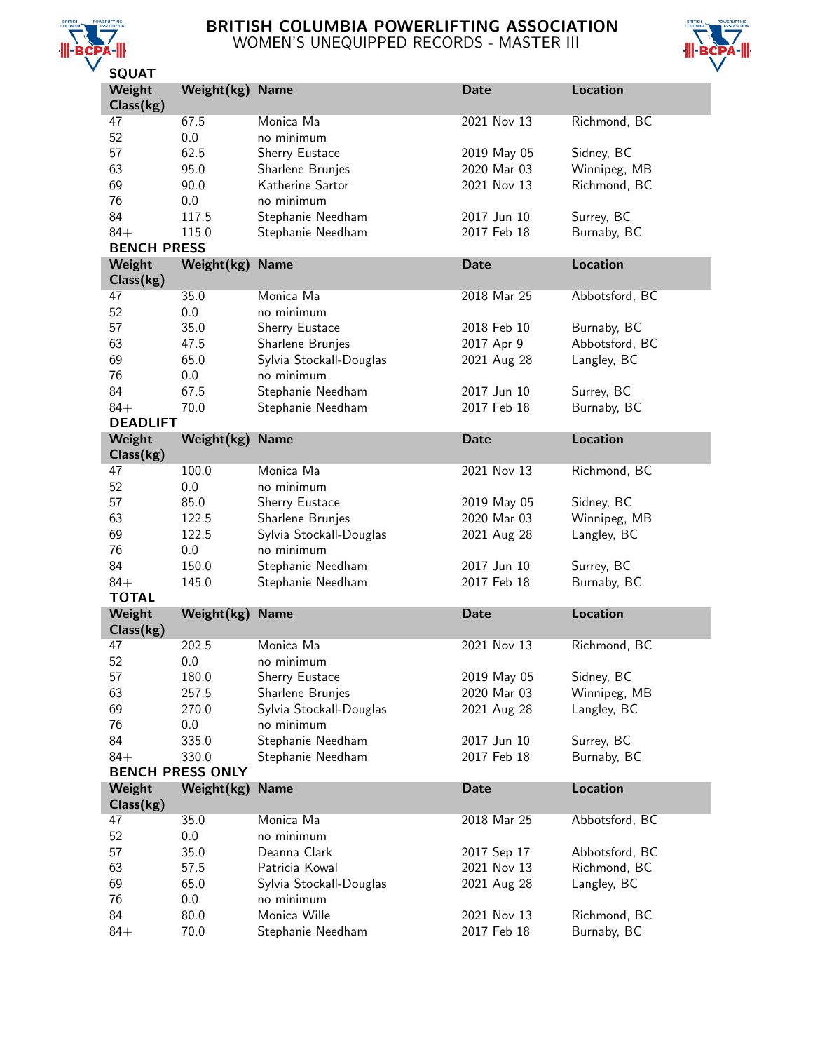# BRITISH COLUMBIA POWERLIFTING ASSOCIATION

## WOMEN'S UNEQUIPPED RECORDS - MASTER III

### SQUAT

| Weight Class(kg) | Weight(kg) | Name | Date | Location |
|---|---|---|---|---|
| 47 | 67.5 | Monica Ma | 2021 Nov 13 | Richmond, BC |
| 52 | 0.0 | no minimum | | |
| 57 | 62.5 | Sherry Eustace | 2019 May 05 | Sidney, BC |
| 63 | 95.0 | Sharlene Brunjes | 2020 Mar 03 | Winnipeg, MB |
| 69 | 90.0 | Katherine Sartor | 2021 Nov 13 | Richmond, BC |
| 76 | 0.0 | no minimum | | |
| 84 | 117.5 | Stephanie Needham | 2017 Jun 10 | Surrey, BC |
| 84+ | 115.0 | Stephanie Needham | 2017 Feb 18 | Burnaby, BC |

### BENCH PRESS

| Weight Class(kg) | Weight(kg) | Name | Date | Location |
|---|---|---|---|---|
| 47 | 35.0 | Monica Ma | 2018 Mar 25 | Abbotsford, BC |
| 52 | 0.0 | no minimum | | |
| 57 | 35.0 | Sherry Eustace | 2018 Feb 10 | Burnaby, BC |
| 63 | 47.5 | Sharlene Brunjes | 2017 Apr 9 | Abbotsford, BC |
| 69 | 65.0 | Sylvia Stockall-Douglas | 2021 Aug 28 | Langley, BC |
| 76 | 0.0 | no minimum | | |
| 84 | 67.5 | Stephanie Needham | 2017 Jun 10 | Surrey, BC |
| 84+ | 70.0 | Stephanie Needham | 2017 Feb 18 | Burnaby, BC |

### DEADLIFT

| Weight Class(kg) | Weight(kg) | Name | Date | Location |
|---|---|---|---|---|
| 47 | 100.0 | Monica Ma | 2021 Nov 13 | Richmond, BC |
| 52 | 0.0 | no minimum | | |
| 57 | 85.0 | Sherry Eustace | 2019 May 05 | Sidney, BC |
| 63 | 122.5 | Sharlene Brunjes | 2020 Mar 03 | Winnipeg, MB |
| 69 | 122.5 | Sylvia Stockall-Douglas | 2021 Aug 28 | Langley, BC |
| 76 | 0.0 | no minimum | | |
| 84 | 150.0 | Stephanie Needham | 2017 Jun 10 | Surrey, BC |
| 84+ | 145.0 | Stephanie Needham | 2017 Feb 18 | Burnaby, BC |

### TOTAL

| Weight Class(kg) | Weight(kg) | Name | Date | Location |
|---|---|---|---|---|
| 47 | 202.5 | Monica Ma | 2021 Nov 13 | Richmond, BC |
| 52 | 0.0 | no minimum | | |
| 57 | 180.0 | Sherry Eustace | 2019 May 05 | Sidney, BC |
| 63 | 257.5 | Sharlene Brunjes | 2020 Mar 03 | Winnipeg, MB |
| 69 | 270.0 | Sylvia Stockall-Douglas | 2021 Aug 28 | Langley, BC |
| 76 | 0.0 | no minimum | | |
| 84 | 335.0 | Stephanie Needham | 2017 Jun 10 | Surrey, BC |
| 84+ | 330.0 | Stephanie Needham | 2017 Feb 18 | Burnaby, BC |

### BENCH PRESS ONLY

| Weight Class(kg) | Weight(kg) | Name | Date | Location |
|---|---|---|---|---|
| 47 | 35.0 | Monica Ma | 2018 Mar 25 | Abbotsford, BC |
| 52 | 0.0 | no minimum | | |
| 57 | 35.0 | Deanna Clark | 2017 Sep 17 | Abbotsford, BC |
| 63 | 57.5 | Patricia Kowal | 2021 Nov 13 | Richmond, BC |
| 69 | 65.0 | Sylvia Stockall-Douglas | 2021 Aug 28 | Langley, BC |
| 76 | 0.0 | no minimum | | |
| 84 | 80.0 | Monica Wille | 2021 Nov 13 | Richmond, BC |
| 84+ | 70.0 | Stephanie Needham | 2017 Feb 18 | Burnaby, BC |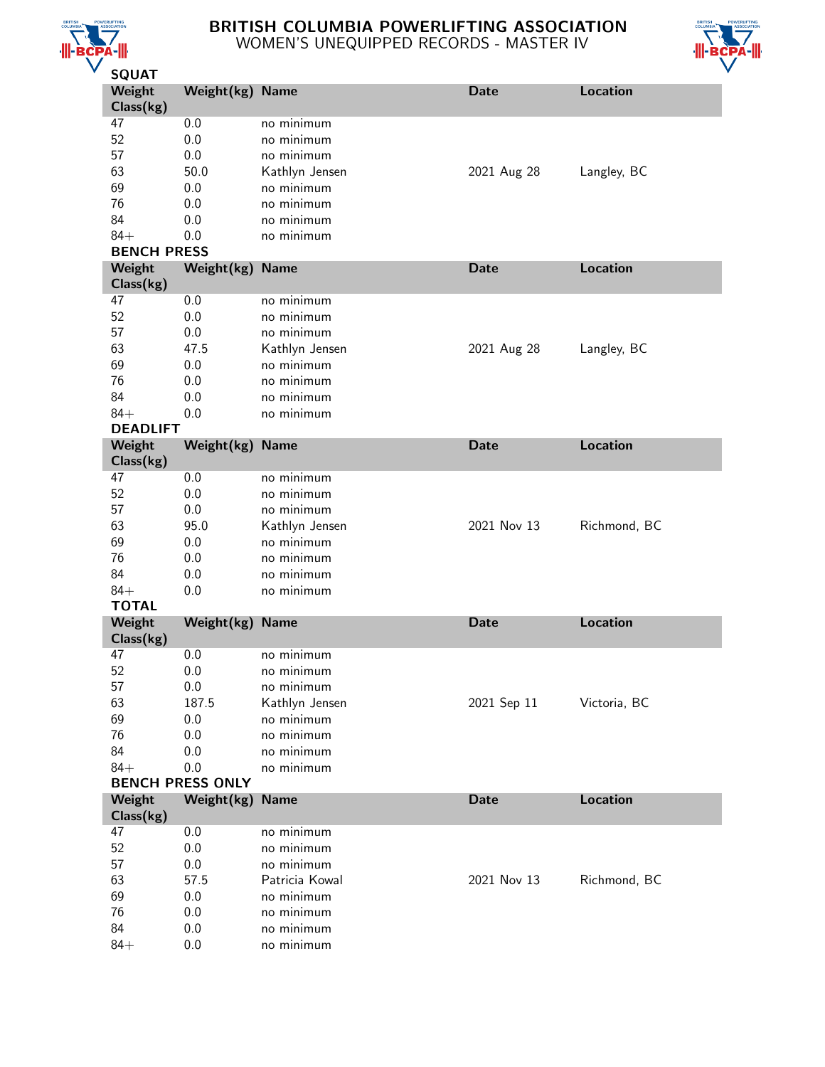# BRITISH COLUMBIA POWERLIFTING ASSOCIATION

## WOMEN'S UNEQUIPPED RECORDS - MASTER IV

### SQUAT

| Weight Class(kg) | Weight(kg) | Name | Date | Location |
|---|---|---|---|---|
| 47 | 0.0 | no minimum | | |
| 52 | 0.0 | no minimum | | |
| 57 | 0.0 | no minimum | | |
| 63 | 50.0 | Kathlyn Jensen | 2021 Aug 28 | Langley, BC |
| 69 | 0.0 | no minimum | | |
| 76 | 0.0 | no minimum | | |
| 84 | 0.0 | no minimum | | |
| 84+ | 0.0 | no minimum | | |

### BENCH PRESS

| Weight Class(kg) | Weight(kg) | Name | Date | Location |
|---|---|---|---|---|
| 47 | 0.0 | no minimum | | |
| 52 | 0.0 | no minimum | | |
| 57 | 0.0 | no minimum | | |
| 63 | 47.5 | Kathlyn Jensen | 2021 Aug 28 | Langley, BC |
| 69 | 0.0 | no minimum | | |
| 76 | 0.0 | no minimum | | |
| 84 | 0.0 | no minimum | | |
| 84+ | 0.0 | no minimum | | |

### DEADLIFT

| Weight Class(kg) | Weight(kg) | Name | Date | Location |
|---|---|---|---|---|
| 47 | 0.0 | no minimum | | |
| 52 | 0.0 | no minimum | | |
| 57 | 0.0 | no minimum | | |
| 63 | 95.0 | Kathlyn Jensen | 2021 Nov 13 | Richmond, BC |
| 69 | 0.0 | no minimum | | |
| 76 | 0.0 | no minimum | | |
| 84 | 0.0 | no minimum | | |
| 84+ | 0.0 | no minimum | | |

### TOTAL

| Weight Class(kg) | Weight(kg) | Name | Date | Location |
|---|---|---|---|---|
| 47 | 0.0 | no minimum | | |
| 52 | 0.0 | no minimum | | |
| 57 | 0.0 | no minimum | | |
| 63 | 187.5 | Kathlyn Jensen | 2021 Sep 11 | Victoria, BC |
| 69 | 0.0 | no minimum | | |
| 76 | 0.0 | no minimum | | |
| 84 | 0.0 | no minimum | | |
| 84+ | 0.0 | no minimum | | |

### BENCH PRESS ONLY

| Weight Class(kg) | Weight(kg) | Name | Date | Location |
|---|---|---|---|---|
| 47 | 0.0 | no minimum | | |
| 52 | 0.0 | no minimum | | |
| 57 | 0.0 | no minimum | | |
| 63 | 57.5 | Patricia Kowal | 2021 Nov 13 | Richmond, BC |
| 69 | 0.0 | no minimum | | |
| 76 | 0.0 | no minimum | | |
| 84 | 0.0 | no minimum | | |
| 84+ | 0.0 | no minimum | | |